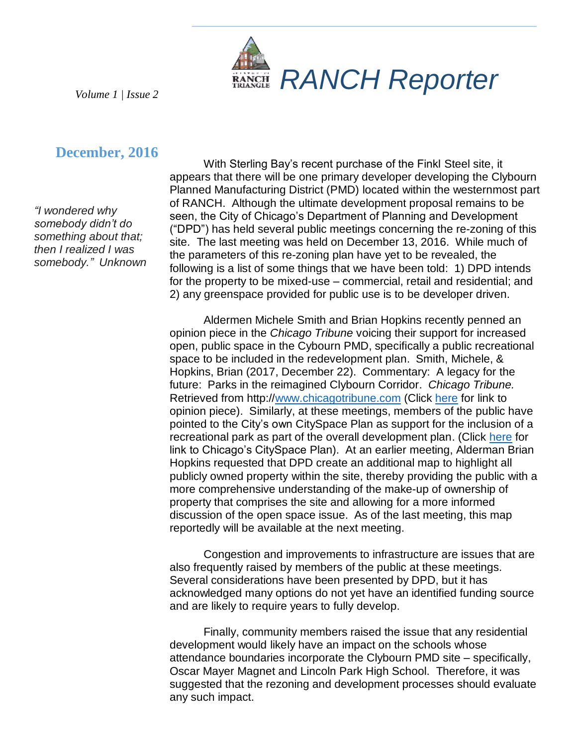# RANCH Reporter

*Volume 1 | Issue 2*

## December, 2016

*"I wondered why somebody didn't do something about that; then I realized I was somebody." Unknown*

With Sterling Bay's recent purchase of the Finkl Steel site, it appears that there will be one primary developer developing the Clybourn Planned Manufacturing District (PMD) located within the westernmost part of RANCH. Although the ultimate development proposal remains to be seen, the City of Chicago's Department of Planning and Development ("DPD") has held several public meetings concerning the re-zoning of this site. The last meeting was held on December 13, 2016. While much of the parameters of this re-zoning plan have yet to be revealed, the following is a list of some things that we have been told: 1) DPD intends for the property to be mixed-use – commercial, retail and residential; and 2) any greenspace provided for public use is to be developer driven.

Aldermen Michele Smith and Brian Hopkins recently penned an opinion piece in the *Chicago Tribune* voicing their support for increased open, public space in the Cybourn PMD, specifically a public recreational space to be included in the redevelopment plan. Smith, Michele, & Hopkins, Brian (2017, December 22). Commentary: A legacy for the future: Parks in the reimagined Clybourn Corridor. *Chicago Tribune.* Retrieved from http://www.chicagotribune.com (Click here for link to opinion piece). Similarly, at these meetings, members of the public have pointed to the City's own CitySpace Plan as support for the inclusion of a recreational park as part of the overall development plan. (Click here for link to Chicago's CitySpace Plan). At an earlier meeting, Alderman Brian Hopkins requested that DPD create an additional map to highlight all publicly owned property within the site, thereby providing the public with a more comprehensive understanding of the make-up of ownership of property that comprises the site and allowing for a more informed discussion of the open space issue. As of the last meeting, this map reportedly will be available at the next meeting.

Congestion and improvements to infrastructure are issues that are also frequently raised by members of the public at these meetings. Several considerations have been presented by DPD, but it has acknowledged many options do not yet have an identified funding source and are likely to require years to fully develop.

Finally, community members raised the issue that any residential development would likely have an impact on the schools whose attendance boundaries incorporate the Clybourn PMD site – specifically, Oscar Mayer Magnet and Lincoln Park High School. Therefore, it was suggested that the rezoning and development processes should evaluate any such impact.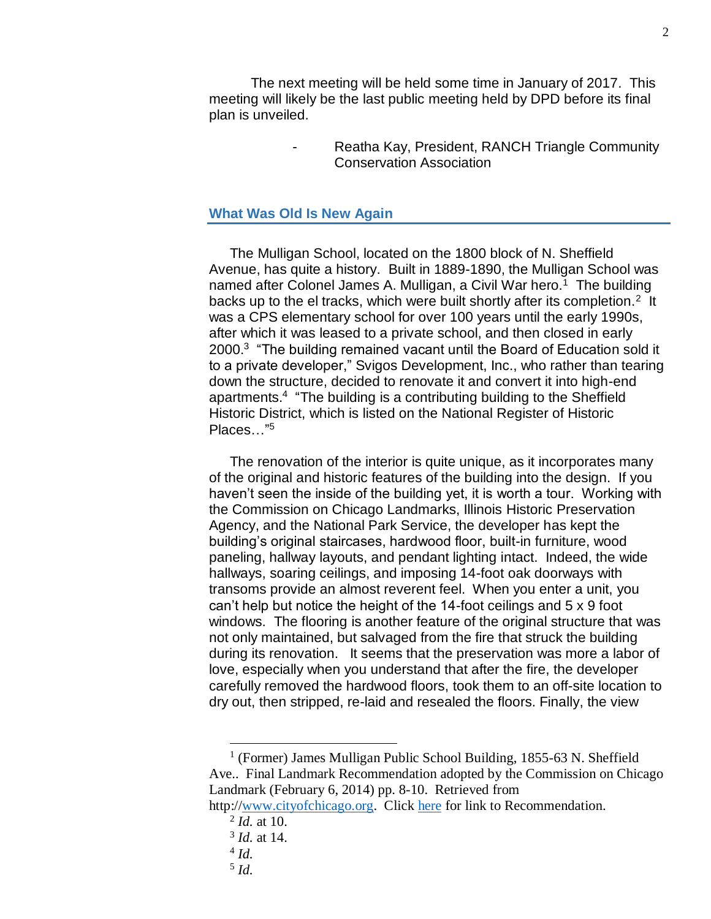The next meeting will be held some time in January of 2017. This meeting will likely be the last public meeting held by DPD before its final plan is unveiled.

- Reatha Kay, President, RANCH Triangle Community Conservation Association

## What Was Old Is New Again

The Mulligan School, located on the 1800 block of N. Sheffield Avenue, has quite a history. Built in 1889-1890, the Mulligan School was named after Colonel James A. Mulligan, a Civil War hero.[1] The building backs up to the el tracks, which were built shortly after its completion.[2] It was a CPS elementary school for over 100 years until the early 1990s, after which it was leased to a private school, and then closed in early 2000.[3] "The building remained vacant until the Board of Education sold it to a private developer," Svigos Development, Inc., who rather than tearing down the structure, decided to renovate it and convert it into high-end apartments.[4] "The building is a contributing building to the Sheffield Historic District, which is listed on the National Register of Historic Places…"[5]

The renovation of the interior is quite unique, as it incorporates many of the original and historic features of the building into the design. If you haven't seen the inside of the building yet, it is worth a tour. Working with the Commission on Chicago Landmarks, Illinois Historic Preservation Agency, and the National Park Service, the developer has kept the building's original staircases, hardwood floor, built-in furniture, wood paneling, hallway layouts, and pendant lighting intact. Indeed, the wide hallways, soaring ceilings, and imposing 14-foot oak doorways with transoms provide an almost reverent feel. When you enter a unit, you can't help but notice the height of the 14-foot ceilings and 5 x 9 foot windows. The flooring is another feature of the original structure that was not only maintained, but salvaged from the fire that struck the building during its renovation. It seems that the preservation was more a labor of love, especially when you understand that after the fire, the developer carefully removed the hardwood floors, took them to an off-site location to dry out, then stripped, re-laid and resealed the floors. Finally, the view

---

[1] (Former) James Mulligan Public School Building, 1855-63 N. Sheffield Ave.. Final Landmark Recommendation adopted by the Commission on Chicago Landmark (February 6, 2014) pp. 8-10. Retrieved from http://[www.cityofchicago.org](http://www.cityofchicago.org). Click here for link to Recommendation.

[2] *Id.* at 10.

[3] *Id.* at 14.

[4] *Id.*

[5] *Id.*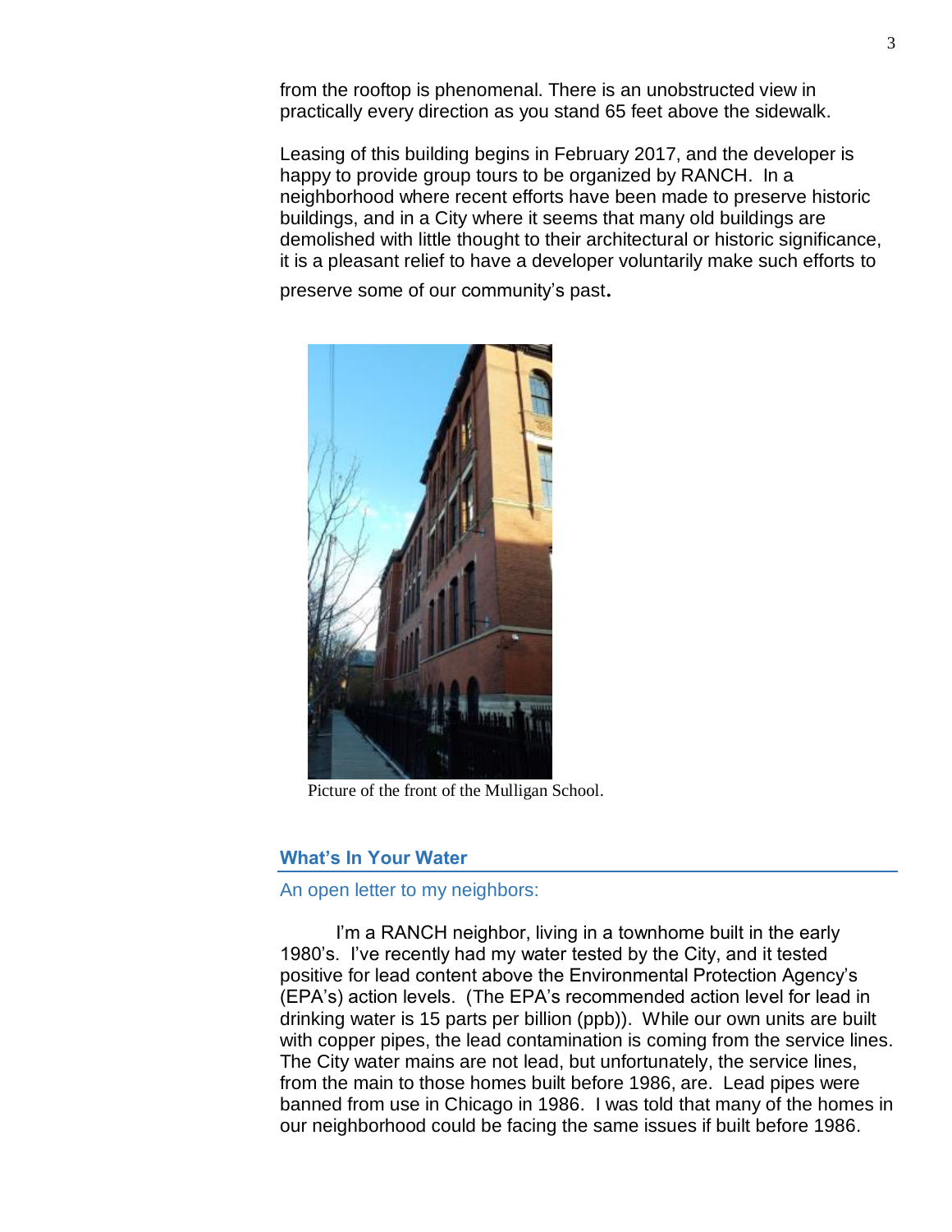from the rooftop is phenomenal. There is an unobstructed view in practically every direction as you stand 65 feet above the sidewalk.

Leasing of this building begins in February 2017, and the developer is happy to provide group tours to be organized by RANCH. In a neighborhood where recent efforts have been made to preserve historic buildings, and in a City where it seems that many old buildings are demolished with little thought to their architectural or historic significance, it is a pleasant relief to have a developer voluntarily make such efforts to preserve some of our community's past.

Picture of the front of the Mulligan School.

## What's In Your Water

### An open letter to my neighbors:

I'm a RANCH neighbor, living in a townhome built in the early 1980's. I've recently had my water tested by the City, and it tested positive for lead content above the Environmental Protection Agency's (EPA's) action levels. (The EPA's recommended action level for lead in drinking water is 15 parts per billion (ppb)). While our own units are built with copper pipes, the lead contamination is coming from the service lines. The City water mains are not lead, but unfortunately, the service lines, from the main to those homes built before 1986, are. Lead pipes were banned from use in Chicago in 1986. I was told that many of the homes in our neighborhood could be facing the same issues if built before 1986.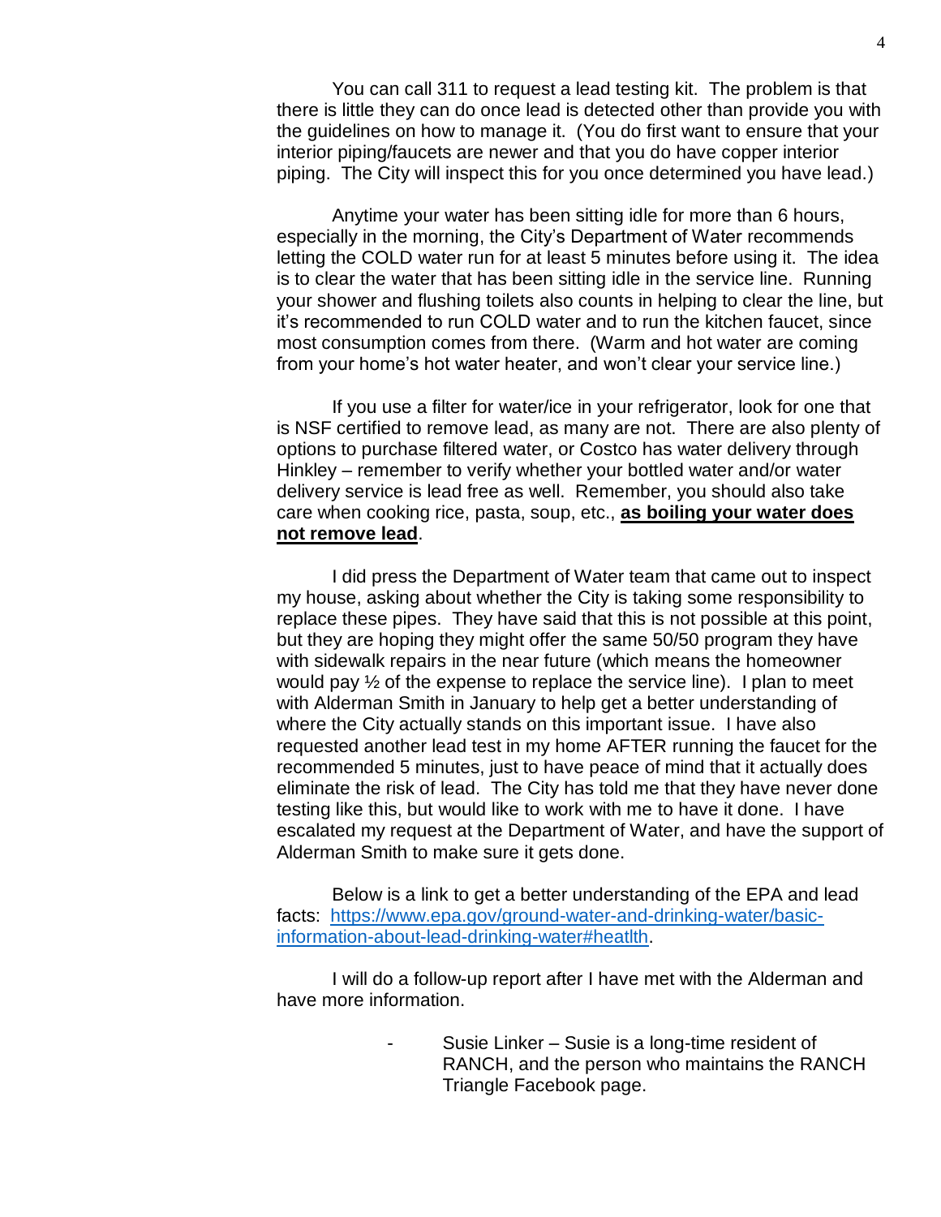You can call 311 to request a lead testing kit. The problem is that there is little they can do once lead is detected other than provide you with the guidelines on how to manage it. (You do first want to ensure that your interior piping/faucets are newer and that you do have copper interior piping. The City will inspect this for you once determined you have lead.)

Anytime your water has been sitting idle for more than 6 hours, especially in the morning, the City's Department of Water recommends letting the COLD water run for at least 5 minutes before using it. The idea is to clear the water that has been sitting idle in the service line. Running your shower and flushing toilets also counts in helping to clear the line, but it's recommended to run COLD water and to run the kitchen faucet, since most consumption comes from there. (Warm and hot water are coming from your home's hot water heater, and won't clear your service line.)

If you use a filter for water/ice in your refrigerator, look for one that is NSF certified to remove lead, as many are not. There are also plenty of options to purchase filtered water, or Costco has water delivery through Hinkley – remember to verify whether your bottled water and/or water delivery service is lead free as well. Remember, you should also take care when cooking rice, pasta, soup, etc., **<u>as boiling your water does not remove lead</u>**.

I did press the Department of Water team that came out to inspect my house, asking about whether the City is taking some responsibility to replace these pipes. They have said that this is not possible at this point, but they are hoping they might offer the same 50/50 program they have with sidewalk repairs in the near future (which means the homeowner would pay ½ of the expense to replace the service line). I plan to meet with Alderman Smith in January to help get a better understanding of where the City actually stands on this important issue. I have also requested another lead test in my home AFTER running the faucet for the recommended 5 minutes, just to have peace of mind that it actually does eliminate the risk of lead. The City has told me that they have never done testing like this, but would like to work with me to have it done. I have escalated my request at the Department of Water, and have the support of Alderman Smith to make sure it gets done.

Below is a link to get a better understanding of the EPA and lead facts: [https://www.epa.gov/ground-water-and-drinking-water/basic-information-about-lead-drinking-water#heatlth](https://www.epa.gov/ground-water-and-drinking-water/basic-information-about-lead-drinking-water#heatlth).

I will do a follow-up report after I have met with the Alderman and have more information.

- Susie Linker – Susie is a long-time resident of RANCH, and the person who maintains the RANCH Triangle Facebook page.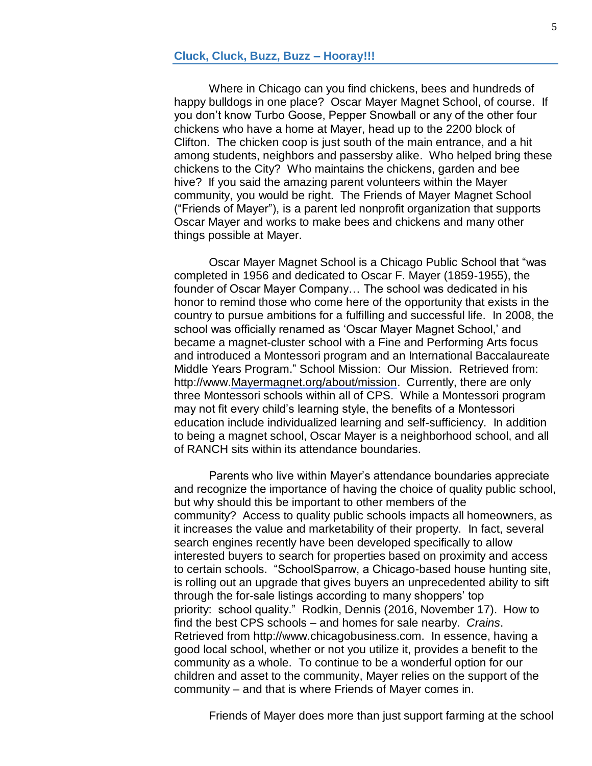## Cluck, Cluck, Buzz, Buzz – Hooray!!!

Where in Chicago can you find chickens, bees and hundreds of happy bulldogs in one place? Oscar Mayer Magnet School, of course. If you don't know Turbo Goose, Pepper Snowball or any of the other four chickens who have a home at Mayer, head up to the 2200 block of Clifton. The chicken coop is just south of the main entrance, and a hit among students, neighbors and passersby alike. Who helped bring these chickens to the City? Who maintains the chickens, garden and bee hive? If you said the amazing parent volunteers within the Mayer community, you would be right. The Friends of Mayer Magnet School ("Friends of Mayer"), is a parent led nonprofit organization that supports Oscar Mayer and works to make bees and chickens and many other things possible at Mayer.

Oscar Mayer Magnet School is a Chicago Public School that "was completed in 1956 and dedicated to Oscar F. Mayer (1859-1955), the founder of Oscar Mayer Company… The school was dedicated in his honor to remind those who come here of the opportunity that exists in the country to pursue ambitions for a fulfilling and successful life. In 2008, the school was officially renamed as 'Oscar Mayer Magnet School,' and became a magnet-cluster school with a Fine and Performing Arts focus and introduced a Montessori program and an International Baccalaureate Middle Years Program." School Mission: Our Mission. Retrieved from: http://www.Mayermagnet.org/about/mission. Currently, there are only three Montessori schools within all of CPS. While a Montessori program may not fit every child's learning style, the benefits of a Montessori education include individualized learning and self-sufficiency. In addition to being a magnet school, Oscar Mayer is a neighborhood school, and all of RANCH sits within its attendance boundaries.

Parents who live within Mayer's attendance boundaries appreciate and recognize the importance of having the choice of quality public school, but why should this be important to other members of the community? Access to quality public schools impacts all homeowners, as it increases the value and marketability of their property. In fact, several search engines recently have been developed specifically to allow interested buyers to search for properties based on proximity and access to certain schools. "SchoolSparrow, a Chicago-based house hunting site, is rolling out an upgrade that gives buyers an unprecedented ability to sift through the for-sale listings according to many shoppers' top priority: school quality." Rodkin, Dennis (2016, November 17). How to find the best CPS schools – and homes for sale nearby. *Crains*. Retrieved from http://www.chicagobusiness.com. In essence, having a good local school, whether or not you utilize it, provides a benefit to the community as a whole. To continue to be a wonderful option for our children and asset to the community, Mayer relies on the support of the community – and that is where Friends of Mayer comes in.

Friends of Mayer does more than just support farming at the school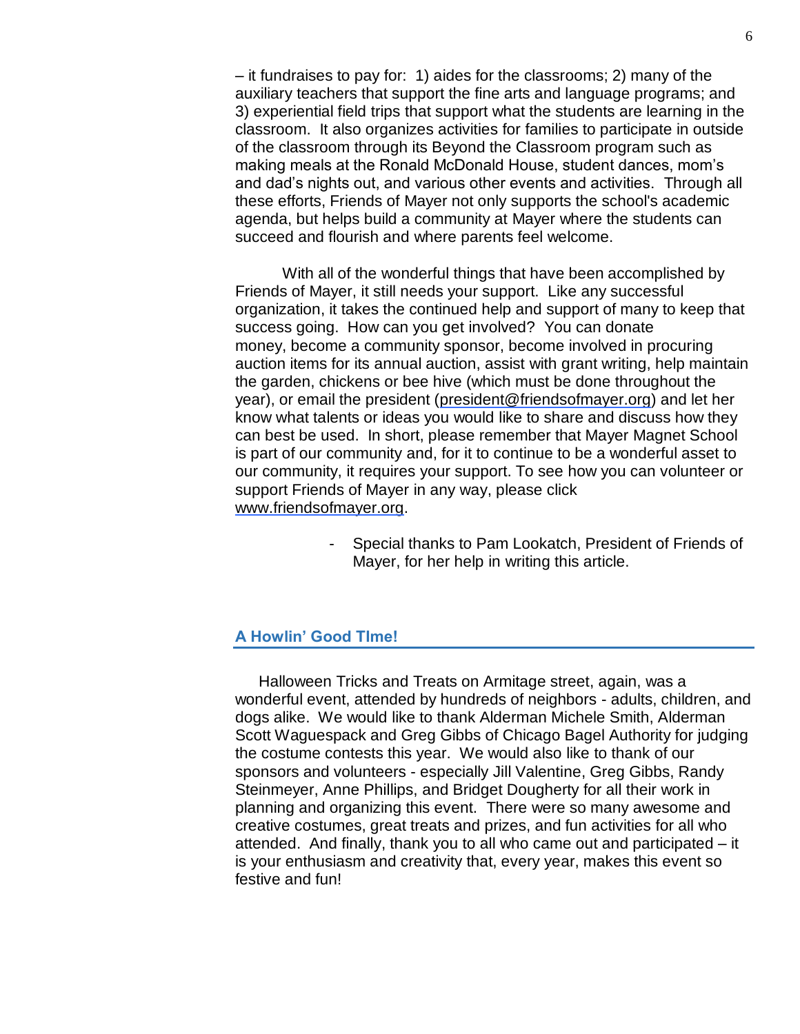– it fundraises to pay for: 1) aides for the classrooms; 2) many of the auxiliary teachers that support the fine arts and language programs; and 3) experiential field trips that support what the students are learning in the classroom. It also organizes activities for families to participate in outside of the classroom through its Beyond the Classroom program such as making meals at the Ronald McDonald House, student dances, mom's and dad's nights out, and various other events and activities. Through all these efforts, Friends of Mayer not only supports the school's academic agenda, but helps build a community at Mayer where the students can succeed and flourish and where parents feel welcome.

With all of the wonderful things that have been accomplished by Friends of Mayer, it still needs your support. Like any successful organization, it takes the continued help and support of many to keep that success going. How can you get involved? You can donate money, become a community sponsor, become involved in procuring auction items for its annual auction, assist with grant writing, help maintain the garden, chickens or bee hive (which must be done throughout the year), or email the president (president@friendsofmayer.org) and let her know what talents or ideas you would like to share and discuss how they can best be used. In short, please remember that Mayer Magnet School is part of our community and, for it to continue to be a wonderful asset to our community, it requires your support. To see how you can volunteer or support Friends of Mayer in any way, please click www.friendsofmayer.org.

- Special thanks to Pam Lookatch, President of Friends of Mayer, for her help in writing this article.

## A Howlin' Good TIme!

Halloween Tricks and Treats on Armitage street, again, was a wonderful event, attended by hundreds of neighbors - adults, children, and dogs alike. We would like to thank Alderman Michele Smith, Alderman Scott Waguespack and Greg Gibbs of Chicago Bagel Authority for judging the costume contests this year. We would also like to thank of our sponsors and volunteers - especially Jill Valentine, Greg Gibbs, Randy Steinmeyer, Anne Phillips, and Bridget Dougherty for all their work in planning and organizing this event. There were so many awesome and creative costumes, great treats and prizes, and fun activities for all who attended. And finally, thank you to all who came out and participated – it is your enthusiasm and creativity that, every year, makes this event so festive and fun!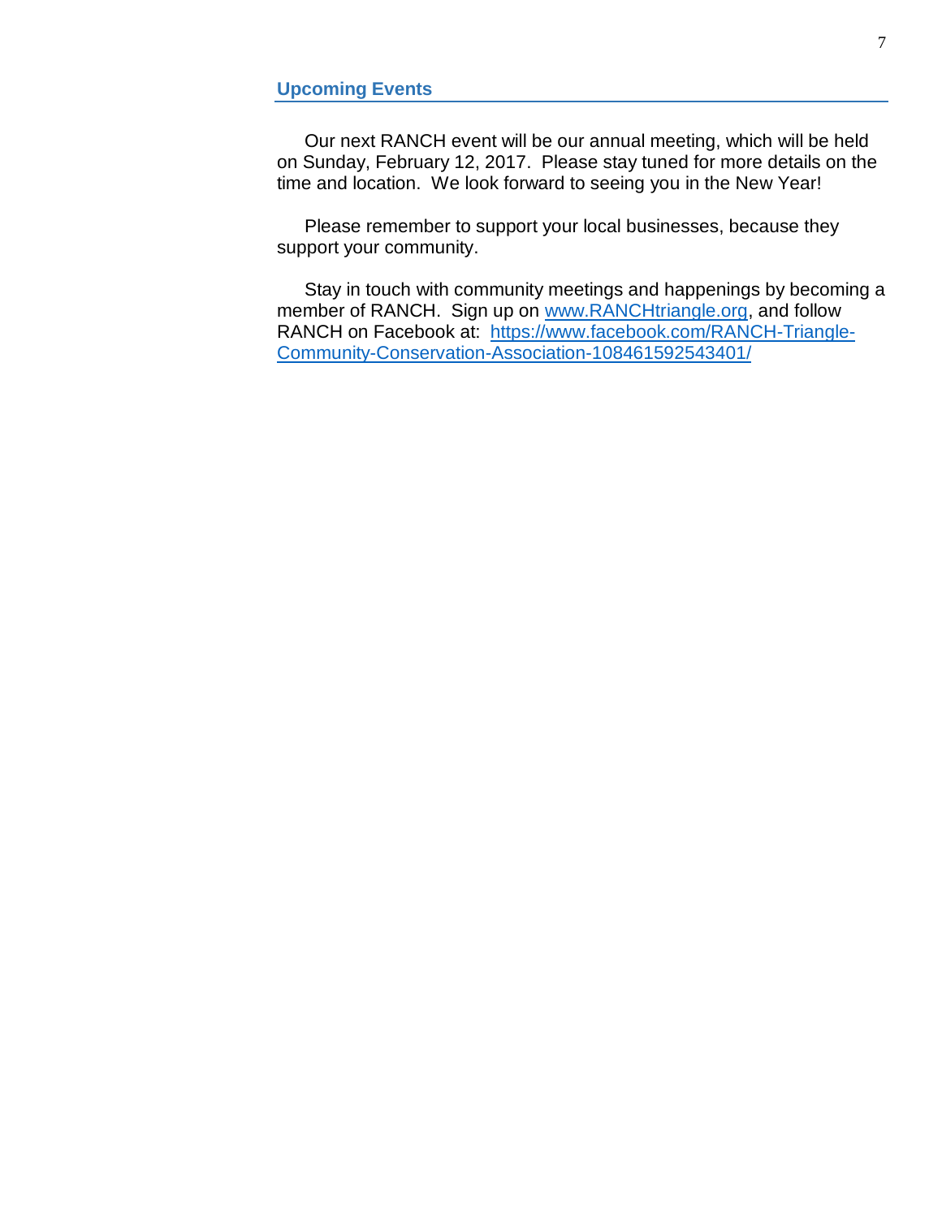## Upcoming Events

Our next RANCH event will be our annual meeting, which will be held on Sunday, February 12, 2017. Please stay tuned for more details on the time and location. We look forward to seeing you in the New Year!

Please remember to support your local businesses, because they support your community.

Stay in touch with community meetings and happenings by becoming a member of RANCH. Sign up on [www.RANCHtriangle.org](http://www.RANCHtriangle.org), and follow RANCH on Facebook at: [https://www.facebook.com/RANCH-Triangle-Community-Conservation-Association-108461592543401/](https://www.facebook.com/RANCH-Triangle-Community-Conservation-Association-108461592543401/)